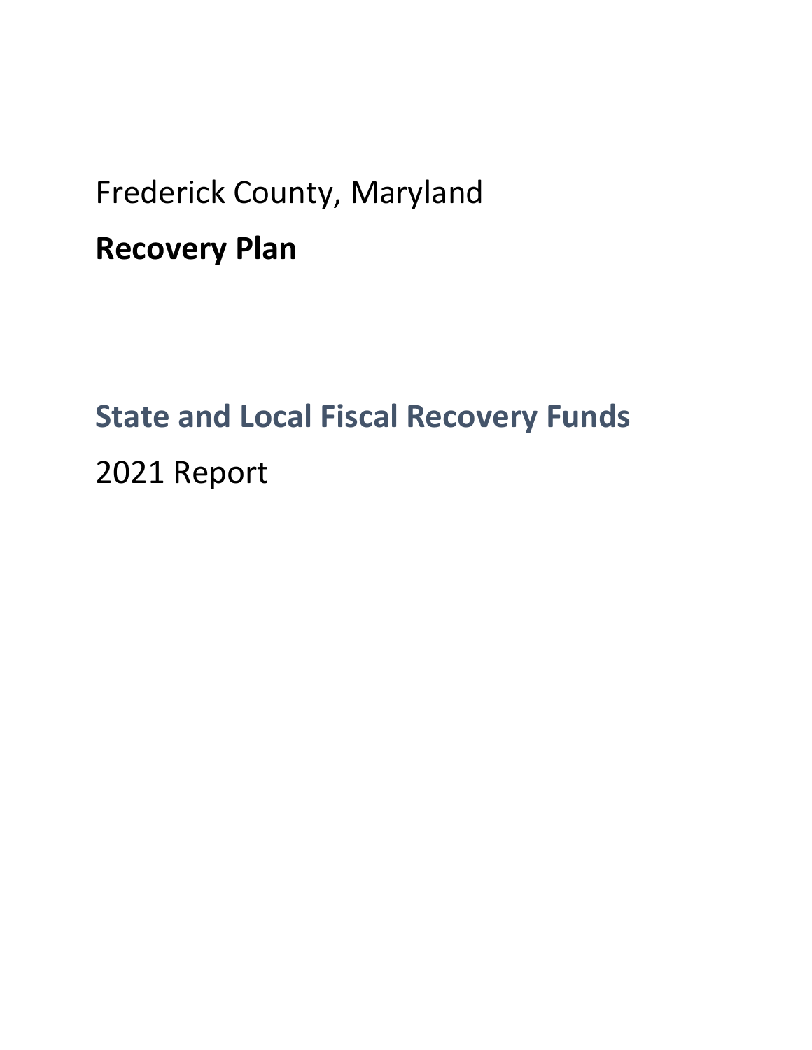Frederick County, Maryland

# Recovery Plan

## State and Local Fiscal Recovery Funds

2021 Report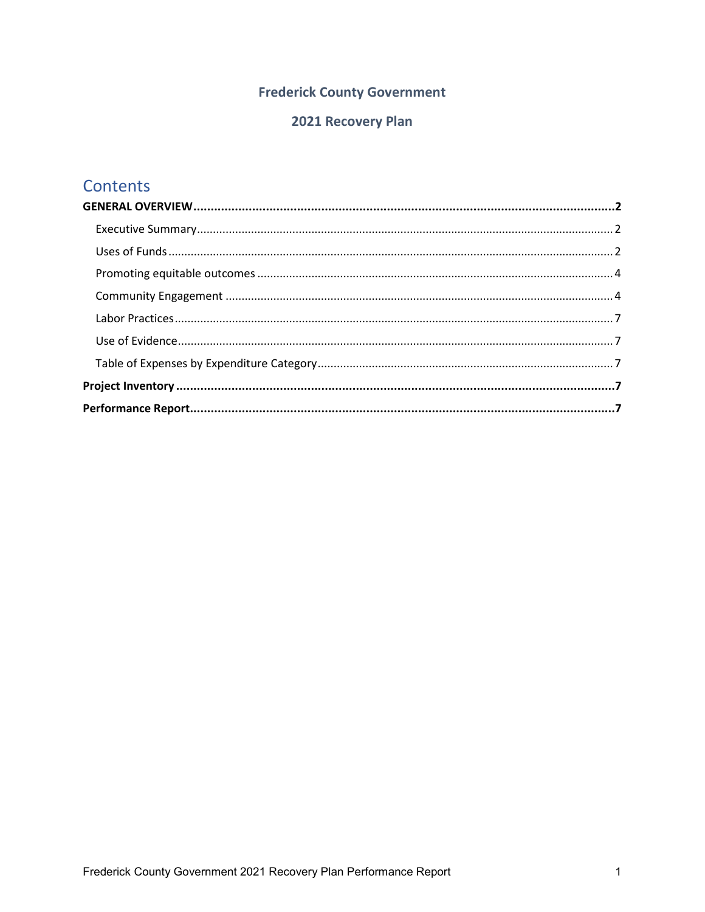**Frederick County Government**

**2021 Recovery Plan**

## Contents

**GENERAL OVERVIEW** .......... **2**

- Executive Summary .......... 2
- Uses of Funds .......... 2
- Promoting equitable outcomes .......... 4
- Community Engagement .......... 4
- Labor Practices .......... 7
- Use of Evidence .......... 7
- Table of Expenses by Expenditure Category .......... 7

**Project Inventory** .......... **7**

**Performance Report** .......... **7**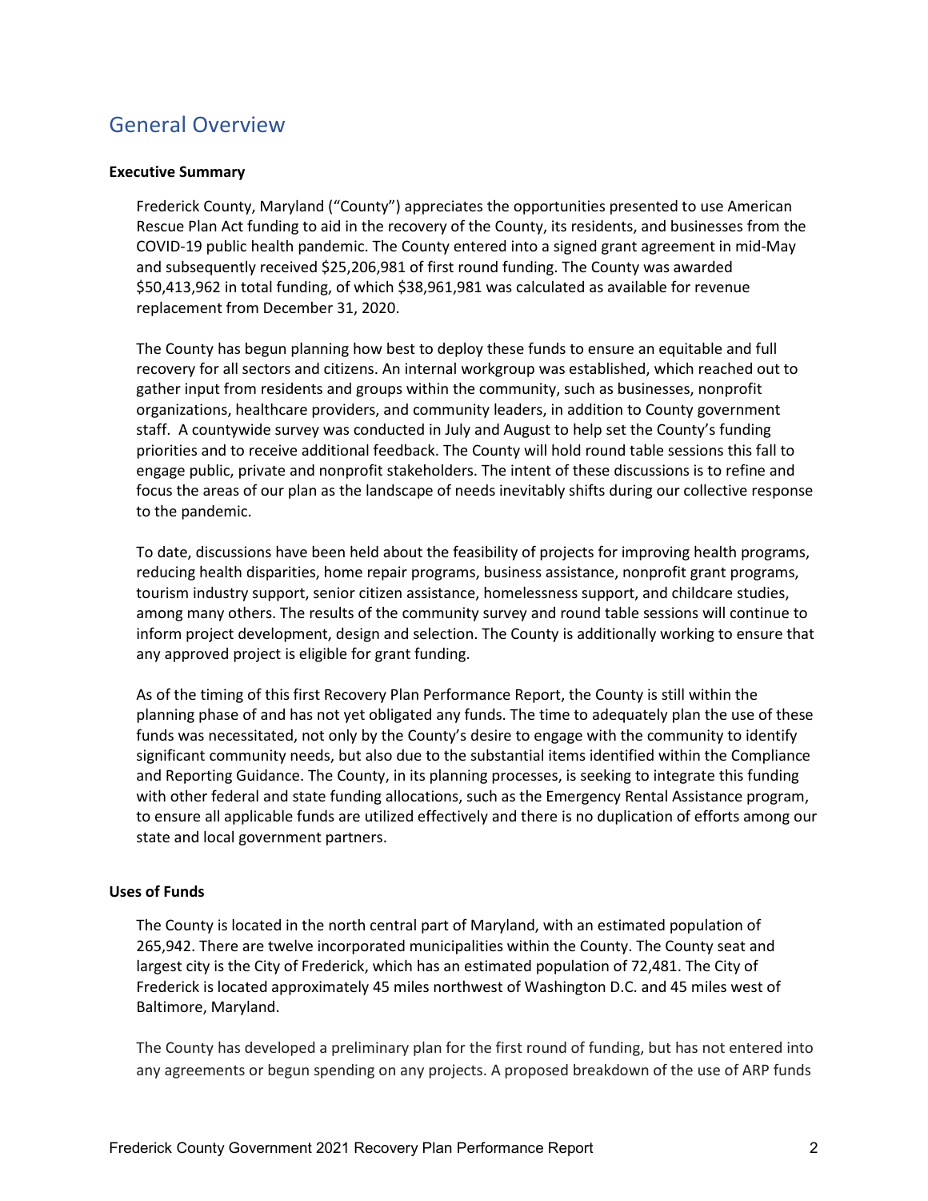## General Overview

**Executive Summary**

Frederick County, Maryland ("County") appreciates the opportunities presented to use American Rescue Plan Act funding to aid in the recovery of the County, its residents, and businesses from the COVID-19 public health pandemic. The County entered into a signed grant agreement in mid-May and subsequently received $25,206,981 of first round funding. The County was awarded $50,413,962 in total funding, of which $38,961,981 was calculated as available for revenue replacement from December 31, 2020.

The County has begun planning how best to deploy these funds to ensure an equitable and full recovery for all sectors and citizens. An internal workgroup was established, which reached out to gather input from residents and groups within the community, such as businesses, nonprofit organizations, healthcare providers, and community leaders, in addition to County government staff. A countywide survey was conducted in July and August to help set the County's funding priorities and to receive additional feedback. The County will hold round table sessions this fall to engage public, private and nonprofit stakeholders. The intent of these discussions is to refine and focus the areas of our plan as the landscape of needs inevitably shifts during our collective response to the pandemic.

To date, discussions have been held about the feasibility of projects for improving health programs, reducing health disparities, home repair programs, business assistance, nonprofit grant programs, tourism industry support, senior citizen assistance, homelessness support, and childcare studies, among many others. The results of the community survey and round table sessions will continue to inform project development, design and selection. The County is additionally working to ensure that any approved project is eligible for grant funding.

As of the timing of this first Recovery Plan Performance Report, the County is still within the planning phase of and has not yet obligated any funds. The time to adequately plan the use of these funds was necessitated, not only by the County's desire to engage with the community to identify significant community needs, but also due to the substantial items identified within the Compliance and Reporting Guidance. The County, in its planning processes, is seeking to integrate this funding with other federal and state funding allocations, such as the Emergency Rental Assistance program, to ensure all applicable funds are utilized effectively and there is no duplication of efforts among our state and local government partners.

**Uses of Funds**

The County is located in the north central part of Maryland, with an estimated population of 265,942. There are twelve incorporated municipalities within the County. The County seat and largest city is the City of Frederick, which has an estimated population of 72,481. The City of Frederick is located approximately 45 miles northwest of Washington D.C. and 45 miles west of Baltimore, Maryland.

The County has developed a preliminary plan for the first round of funding, but has not entered into any agreements or begun spending on any projects. A proposed breakdown of the use of ARP funds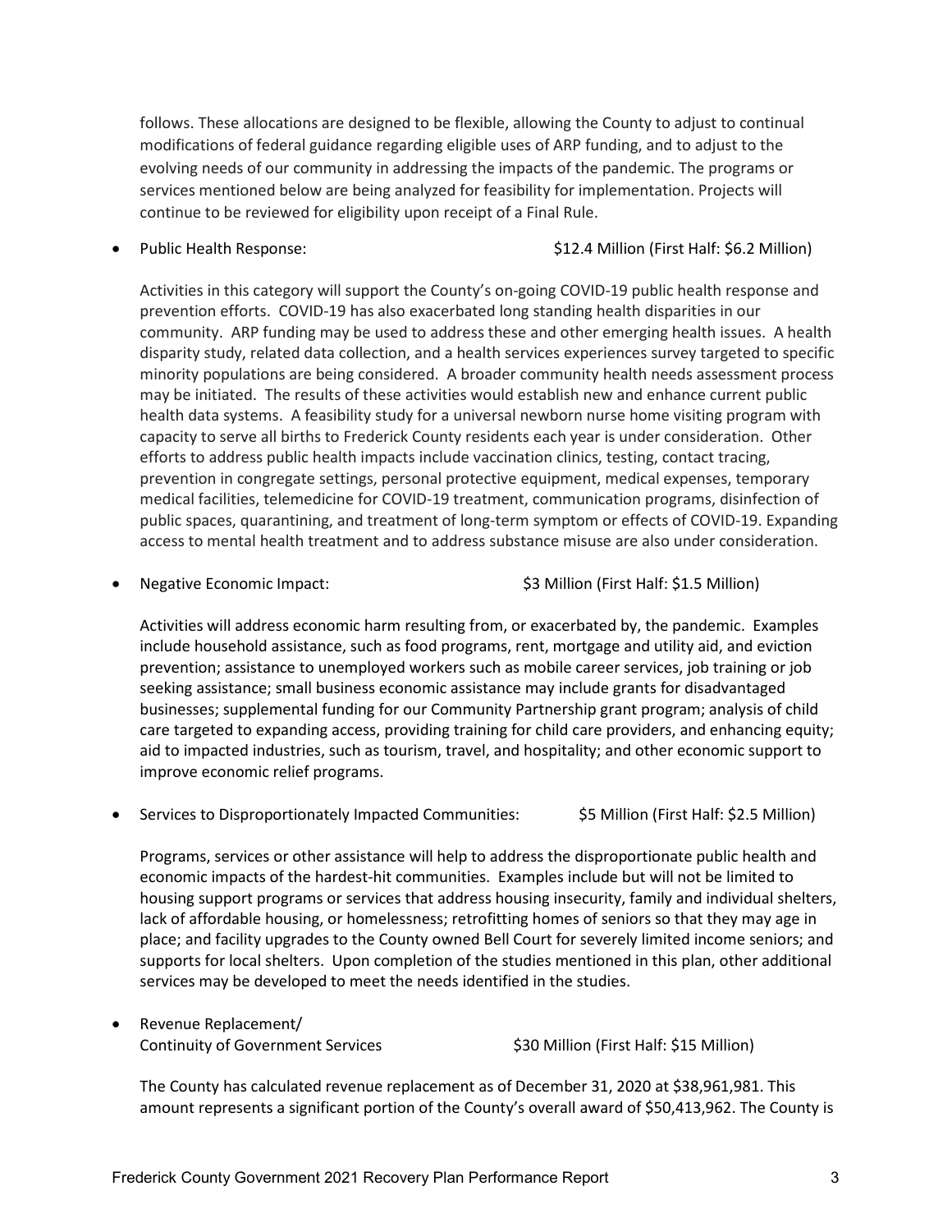follows. These allocations are designed to be flexible, allowing the County to adjust to continual modifications of federal guidance regarding eligible uses of ARP funding, and to adjust to the evolving needs of our community in addressing the impacts of the pandemic. The programs or services mentioned below are being analyzed for feasibility for implementation. Projects will continue to be reviewed for eligibility upon receipt of a Final Rule.

- Public Health Response: $12.4 Million (First Half: $6.2 Million)

  Activities in this category will support the County's on-going COVID-19 public health response and prevention efforts. COVID-19 has also exacerbated long standing health disparities in our community. ARP funding may be used to address these and other emerging health issues. A health disparity study, related data collection, and a health services experiences survey targeted to specific minority populations are being considered. A broader community health needs assessment process may be initiated. The results of these activities would establish new and enhance current public health data systems. A feasibility study for a universal newborn nurse home visiting program with capacity to serve all births to Frederick County residents each year is under consideration. Other efforts to address public health impacts include vaccination clinics, testing, contact tracing, prevention in congregate settings, personal protective equipment, medical expenses, temporary medical facilities, telemedicine for COVID-19 treatment, communication programs, disinfection of public spaces, quarantining, and treatment of long-term symptom or effects of COVID-19. Expanding access to mental health treatment and to address substance misuse are also under consideration.

- Negative Economic Impact: $3 Million (First Half: $1.5 Million)

  Activities will address economic harm resulting from, or exacerbated by, the pandemic. Examples include household assistance, such as food programs, rent, mortgage and utility aid, and eviction prevention; assistance to unemployed workers such as mobile career services, job training or job seeking assistance; small business economic assistance may include grants for disadvantaged businesses; supplemental funding for our Community Partnership grant program; analysis of child care targeted to expanding access, providing training for child care providers, and enhancing equity; aid to impacted industries, such as tourism, travel, and hospitality; and other economic support to improve economic relief programs.

- Services to Disproportionately Impacted Communities: $5 Million (First Half: $2.5 Million)

  Programs, services or other assistance will help to address the disproportionate public health and economic impacts of the hardest-hit communities. Examples include but will not be limited to housing support programs or services that address housing insecurity, family and individual shelters, lack of affordable housing, or homelessness; retrofitting homes of seniors so that they may age in place; and facility upgrades to the County owned Bell Court for severely limited income seniors; and supports for local shelters. Upon completion of the studies mentioned in this plan, other additional services may be developed to meet the needs identified in the studies.

- Revenue Replacement/
  Continuity of Government Services $30 Million (First Half: $15 Million)

  The County has calculated revenue replacement as of December 31, 2020 at $38,961,981. This amount represents a significant portion of the County's overall award of $50,413,962. The County is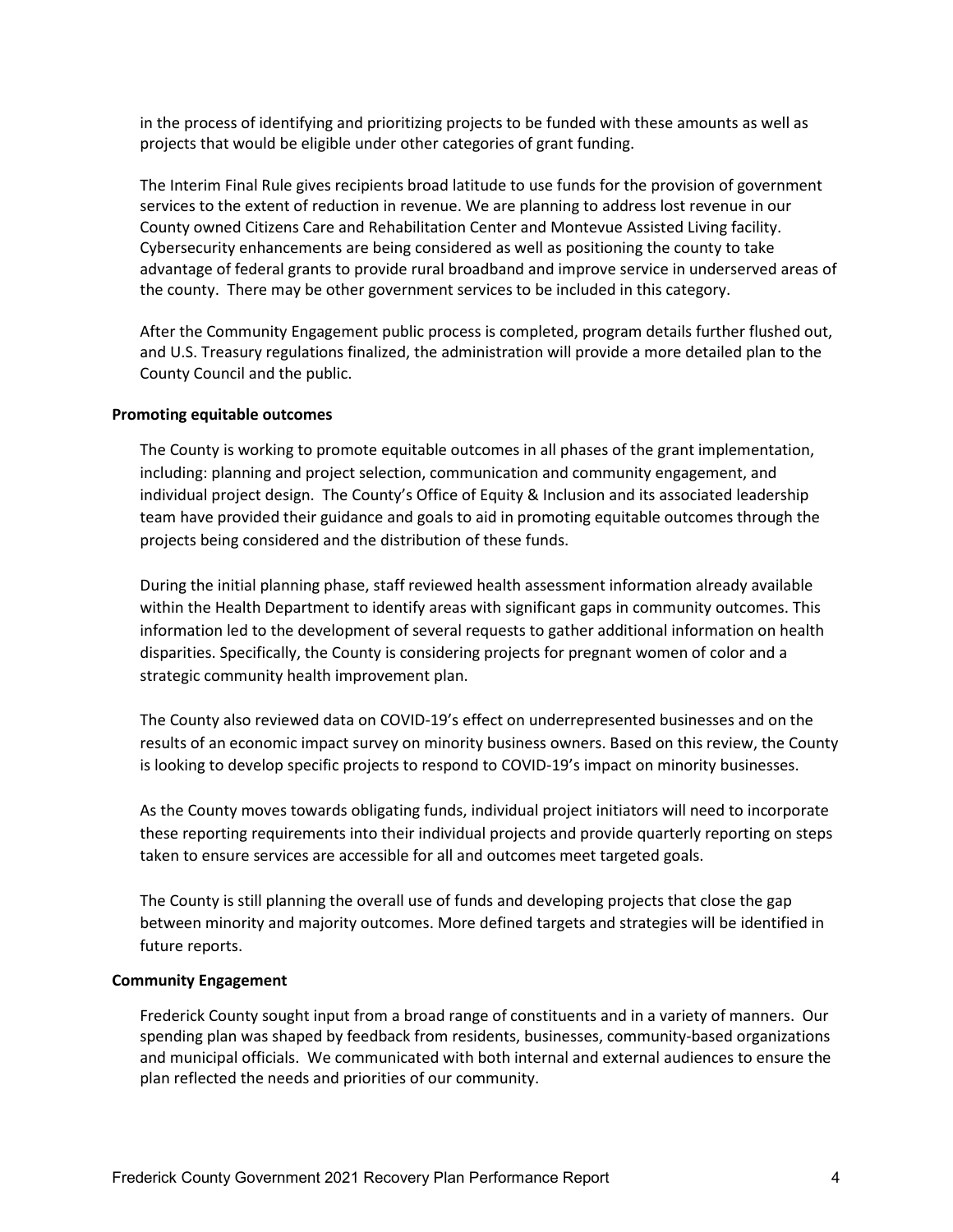in the process of identifying and prioritizing projects to be funded with these amounts as well as projects that would be eligible under other categories of grant funding.

The Interim Final Rule gives recipients broad latitude to use funds for the provision of government services to the extent of reduction in revenue. We are planning to address lost revenue in our County owned Citizens Care and Rehabilitation Center and Montevue Assisted Living facility. Cybersecurity enhancements are being considered as well as positioning the county to take advantage of federal grants to provide rural broadband and improve service in underserved areas of the county. There may be other government services to be included in this category.

After the Community Engagement public process is completed, program details further flushed out, and U.S. Treasury regulations finalized, the administration will provide a more detailed plan to the County Council and the public.

**Promoting equitable outcomes**

The County is working to promote equitable outcomes in all phases of the grant implementation, including: planning and project selection, communication and community engagement, and individual project design. The County's Office of Equity & Inclusion and its associated leadership team have provided their guidance and goals to aid in promoting equitable outcomes through the projects being considered and the distribution of these funds.

During the initial planning phase, staff reviewed health assessment information already available within the Health Department to identify areas with significant gaps in community outcomes. This information led to the development of several requests to gather additional information on health disparities. Specifically, the County is considering projects for pregnant women of color and a strategic community health improvement plan.

The County also reviewed data on COVID-19's effect on underrepresented businesses and on the results of an economic impact survey on minority business owners. Based on this review, the County is looking to develop specific projects to respond to COVID-19's impact on minority businesses.

As the County moves towards obligating funds, individual project initiators will need to incorporate these reporting requirements into their individual projects and provide quarterly reporting on steps taken to ensure services are accessible for all and outcomes meet targeted goals.

The County is still planning the overall use of funds and developing projects that close the gap between minority and majority outcomes. More defined targets and strategies will be identified in future reports.

**Community Engagement**

Frederick County sought input from a broad range of constituents and in a variety of manners. Our spending plan was shaped by feedback from residents, businesses, community-based organizations and municipal officials. We communicated with both internal and external audiences to ensure the plan reflected the needs and priorities of our community.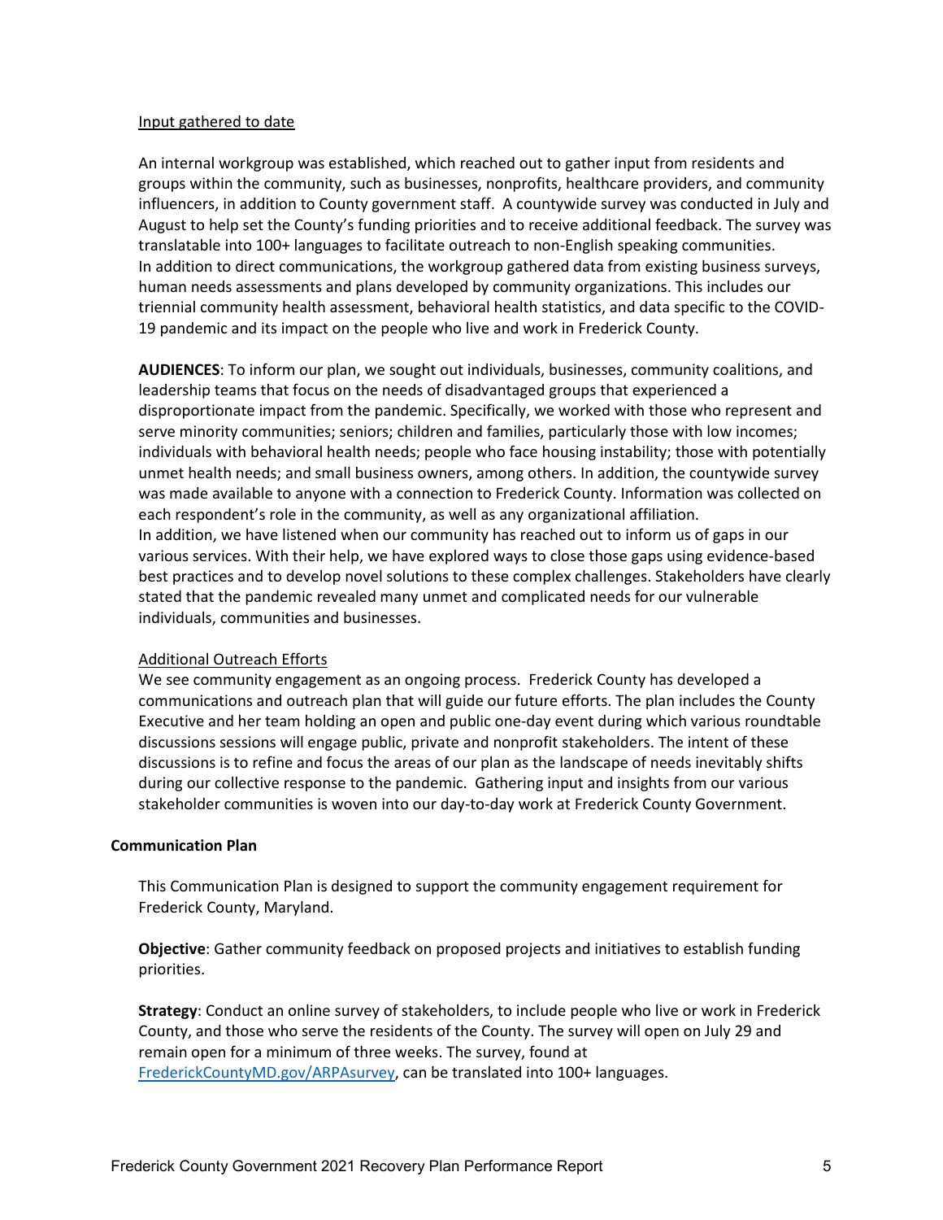Input gathered to date

An internal workgroup was established, which reached out to gather input from residents and groups within the community, such as businesses, nonprofits, healthcare providers, and community influencers, in addition to County government staff. A countywide survey was conducted in July and August to help set the County's funding priorities and to receive additional feedback. The survey was translatable into 100+ languages to facilitate outreach to non-English speaking communities. In addition to direct communications, the workgroup gathered data from existing business surveys, human needs assessments and plans developed by community organizations. This includes our triennial community health assessment, behavioral health statistics, and data specific to the COVID-19 pandemic and its impact on the people who live and work in Frederick County.

**AUDIENCES**: To inform our plan, we sought out individuals, businesses, community coalitions, and leadership teams that focus on the needs of disadvantaged groups that experienced a disproportionate impact from the pandemic. Specifically, we worked with those who represent and serve minority communities; seniors; children and families, particularly those with low incomes; individuals with behavioral health needs; people who face housing instability; those with potentially unmet health needs; and small business owners, among others. In addition, the countywide survey was made available to anyone with a connection to Frederick County. Information was collected on each respondent's role in the community, as well as any organizational affiliation.
In addition, we have listened when our community has reached out to inform us of gaps in our various services. With their help, we have explored ways to close those gaps using evidence-based best practices and to develop novel solutions to these complex challenges. Stakeholders have clearly stated that the pandemic revealed many unmet and complicated needs for our vulnerable individuals, communities and businesses.

Additional Outreach Efforts

We see community engagement as an ongoing process. Frederick County has developed a communications and outreach plan that will guide our future efforts. The plan includes the County Executive and her team holding an open and public one-day event during which various roundtable discussions sessions will engage public, private and nonprofit stakeholders. The intent of these discussions is to refine and focus the areas of our plan as the landscape of needs inevitably shifts during our collective response to the pandemic. Gathering input and insights from our various stakeholder communities is woven into our day-to-day work at Frederick County Government.

**Communication Plan**

This Communication Plan is designed to support the community engagement requirement for Frederick County, Maryland.

**Objective**: Gather community feedback on proposed projects and initiatives to establish funding priorities.

**Strategy**: Conduct an online survey of stakeholders, to include people who live or work in Frederick County, and those who serve the residents of the County. The survey will open on July 29 and remain open for a minimum of three weeks. The survey, found at [FrederickCountyMD.gov/ARPAsurvey](FrederickCountyMD.gov/ARPAsurvey), can be translated into 100+ languages.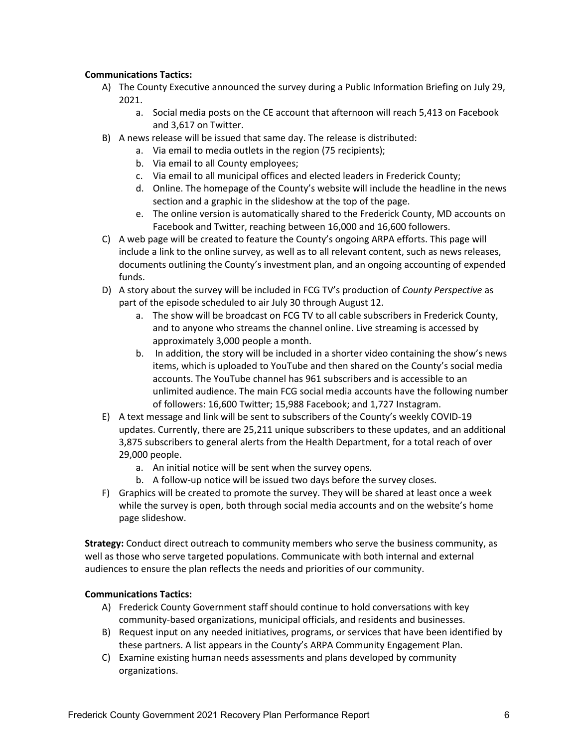**Communications Tactics:**

A) The County Executive announced the survey during a Public Information Briefing on July 29, 2021.
   a. Social media posts on the CE account that afternoon will reach 5,413 on Facebook and 3,617 on Twitter.

B) A news release will be issued that same day. The release is distributed:
   a. Via email to media outlets in the region (75 recipients);
   b. Via email to all County employees;
   c. Via email to all municipal offices and elected leaders in Frederick County;
   d. Online. The homepage of the County's website will include the headline in the news section and a graphic in the slideshow at the top of the page.
   e. The online version is automatically shared to the Frederick County, MD accounts on Facebook and Twitter, reaching between 16,000 and 16,600 followers.

C) A web page will be created to feature the County's ongoing ARPA efforts. This page will include a link to the online survey, as well as to all relevant content, such as news releases, documents outlining the County's investment plan, and an ongoing accounting of expended funds.

D) A story about the survey will be included in FCG TV's production of *County Perspective* as part of the episode scheduled to air July 30 through August 12.
   a. The show will be broadcast on FCG TV to all cable subscribers in Frederick County, and to anyone who streams the channel online. Live streaming is accessed by approximately 3,000 people a month.
   b. In addition, the story will be included in a shorter video containing the show's news items, which is uploaded to YouTube and then shared on the County's social media accounts. The YouTube channel has 961 subscribers and is accessible to an unlimited audience. The main FCG social media accounts have the following number of followers: 16,600 Twitter; 15,988 Facebook; and 1,727 Instagram.

E) A text message and link will be sent to subscribers of the County's weekly COVID-19 updates. Currently, there are 25,211 unique subscribers to these updates, and an additional 3,875 subscribers to general alerts from the Health Department, for a total reach of over 29,000 people.
   a. An initial notice will be sent when the survey opens.
   b. A follow-up notice will be issued two days before the survey closes.

F) Graphics will be created to promote the survey. They will be shared at least once a week while the survey is open, both through social media accounts and on the website's home page slideshow.

**Strategy:** Conduct direct outreach to community members who serve the business community, as well as those who serve targeted populations. Communicate with both internal and external audiences to ensure the plan reflects the needs and priorities of our community.

**Communications Tactics:**

A) Frederick County Government staff should continue to hold conversations with key community-based organizations, municipal officials, and residents and businesses.

B) Request input on any needed initiatives, programs, or services that have been identified by these partners. A list appears in the County's ARPA Community Engagement Plan.

C) Examine existing human needs assessments and plans developed by community organizations.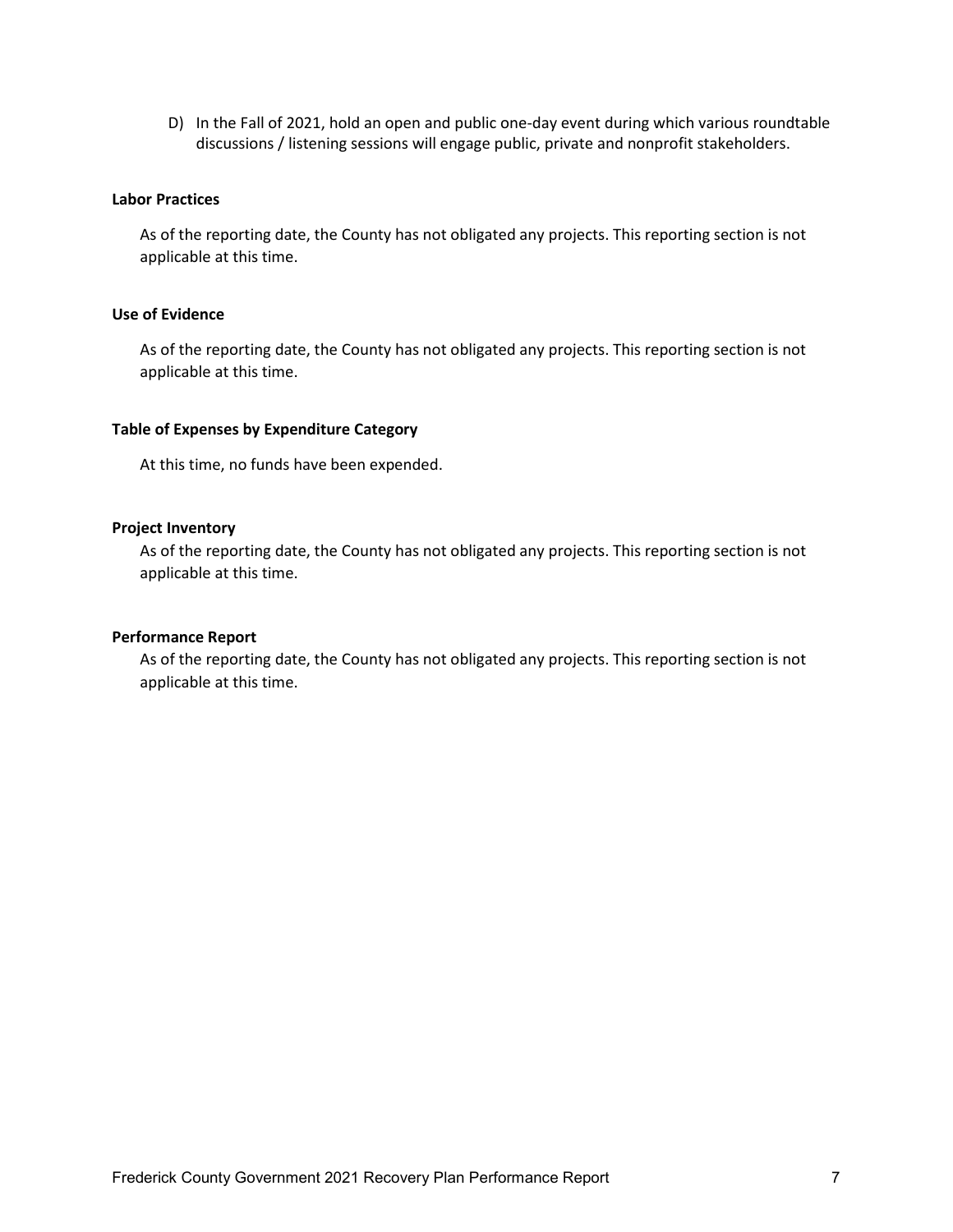D) In the Fall of 2021, hold an open and public one-day event during which various roundtable discussions / listening sessions will engage public, private and nonprofit stakeholders.

**Labor Practices**

As of the reporting date, the County has not obligated any projects. This reporting section is not applicable at this time.

**Use of Evidence**

As of the reporting date, the County has not obligated any projects. This reporting section is not applicable at this time.

**Table of Expenses by Expenditure Category**

At this time, no funds have been expended.

**Project Inventory**

As of the reporting date, the County has not obligated any projects. This reporting section is not applicable at this time.

**Performance Report**

As of the reporting date, the County has not obligated any projects. This reporting section is not applicable at this time.